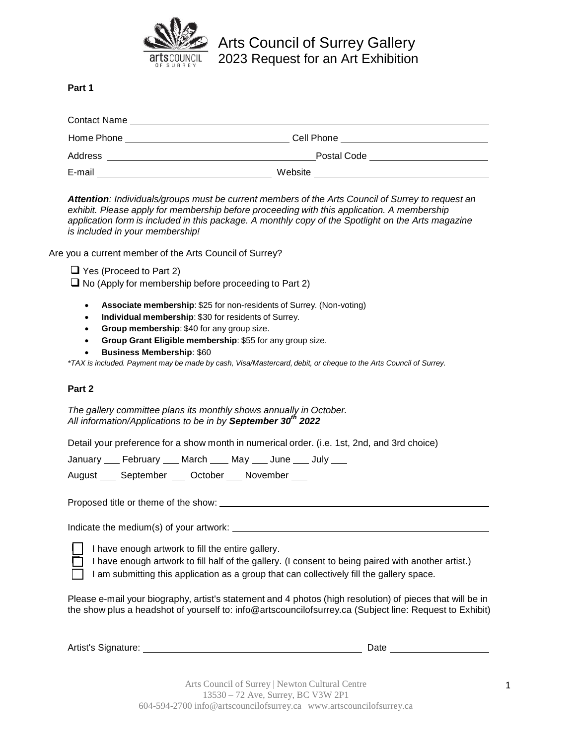# Arts Council of Surrey Gallery
## 2023 Request for an Art Exhibition

**Part 1**

Contact Name ____________________________________________

Home Phone ______________________ Cell Phone ______________________

Address ______________________________ Postal Code __________________

E-mail ________________________ Website ____________________________

***Attention**: Individuals/groups must be current members of the Arts Council of Surrey to request an exhibit. Please apply for membership before proceeding with this application. A membership application form is included in this package. A monthly copy of the Spotlight on the Arts magazine is included in your membership!*

Are you a current member of the Arts Council of Surrey?

- ☐ Yes (Proceed to Part 2)
- ☐ No (Apply for membership before proceeding to Part 2)

- **Associate membership**: $25 for non-residents of Surrey. (Non-voting)
- **Individual membership**: $30 for residents of Surrey.
- **Group membership**: $40 for any group size.
- **Group Grant Eligible membership**: $55 for any group size.
- **Business Membership**: $60

*\*TAX is included. Payment may be made by cash, Visa/Mastercard, debit, or cheque to the Arts Council of Surrey.*

**Part 2**

*The gallery committee plans its monthly shows annually in October.*
*All information/Applications to be in by **September 30th 2022***

Detail your preference for a show month in numerical order. (i.e. 1st, 2nd, and 3rd choice)

January ___ February ___ March ___ May ___ June ___ July ___

August ___ September ___ October ___ November ___

Proposed title or theme of the show: ______________________________

Indicate the medium(s) of your artwork: ______________________________

- ☐ I have enough artwork to fill the entire gallery.
- ☐ I have enough artwork to fill half of the gallery. (I consent to being paired with another artist.)
- ☐ I am submitting this application as a group that can collectively fill the gallery space.

Please e-mail your biography, artist's statement and 4 photos (high resolution) of pieces that will be in the show plus a headshot of yourself to: info@artscouncilofsurrey.ca (Subject line: Request to Exhibit)

Artist's Signature: ______________________________ Date ________________

Arts Council of Surrey | Newton Cultural Centre
13530 – 72 Ave, Surrey, BC V3W 2P1
604-594-2700 info@artscouncilofsurrey.ca www.artscouncilofsurrey.ca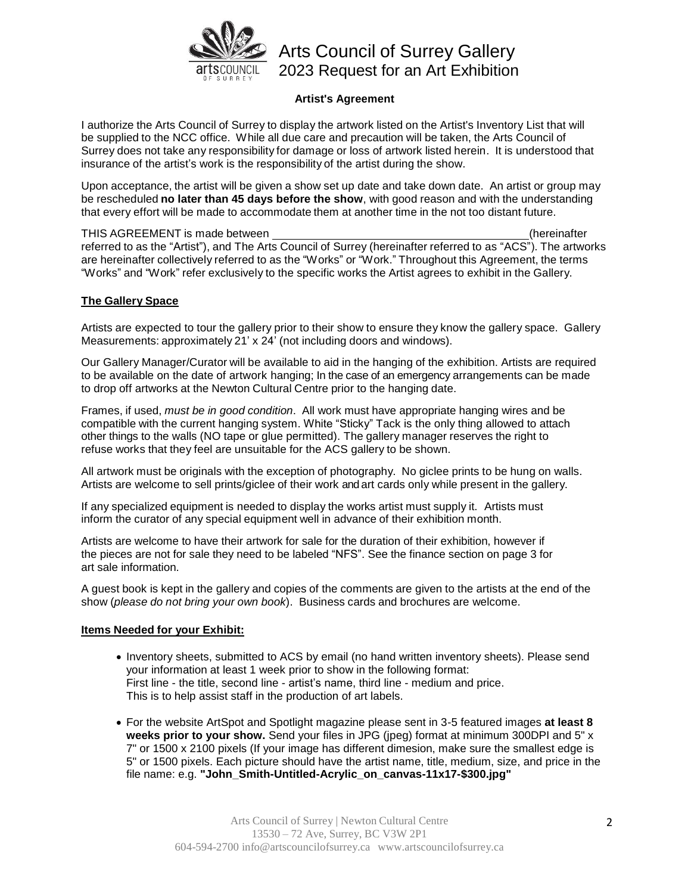# Arts Council of Surrey Gallery
## 2023 Request for an Art Exhibition

**Artist's Agreement**

I authorize the Arts Council of Surrey to display the artwork listed on the Artist's Inventory List that will be supplied to the NCC office. While all due care and precaution will be taken, the Arts Council of Surrey does not take any responsibility for damage or loss of artwork listed herein. It is understood that insurance of the artist's work is the responsibility of the artist during the show.

Upon acceptance, the artist will be given a show set up date and take down date. An artist or group may be rescheduled **no later than 45 days before the show**, with good reason and with the understanding that every effort will be made to accommodate them at another time in the not too distant future.

THIS AGREEMENT is made between ________________________________________(hereinafter referred to as the "Artist"), and The Arts Council of Surrey (hereinafter referred to as "ACS"). The artworks are hereinafter collectively referred to as the "Works" or "Work." Throughout this Agreement, the terms "Works" and "Work" refer exclusively to the specific works the Artist agrees to exhibit in the Gallery.

### The Gallery Space

Artists are expected to tour the gallery prior to their show to ensure they know the gallery space. Gallery Measurements: approximately 21' x 24' (not including doors and windows).

Our Gallery Manager/Curator will be available to aid in the hanging of the exhibition. Artists are required to be available on the date of artwork hanging; In the case of an emergency arrangements can be made to drop off artworks at the Newton Cultural Centre prior to the hanging date.

Frames, if used, *must be in good condition*. All work must have appropriate hanging wires and be compatible with the current hanging system. White "Sticky" Tack is the only thing allowed to attach other things to the walls (NO tape or glue permitted). The gallery manager reserves the right to refuse works that they feel are unsuitable for the ACS gallery to be shown.

All artwork must be originals with the exception of photography. No giclee prints to be hung on walls. Artists are welcome to sell prints/giclee of their work and art cards only while present in the gallery.

If any specialized equipment is needed to display the works artist must supply it. Artists must inform the curator of any special equipment well in advance of their exhibition month.

Artists are welcome to have their artwork for sale for the duration of their exhibition, however if the pieces are not for sale they need to be labeled "NFS". See the finance section on page 3 for art sale information.

A guest book is kept in the gallery and copies of the comments are given to the artists at the end of the show (*please do not bring your own book*). Business cards and brochures are welcome.

### Items Needed for your Exhibit:

- Inventory sheets, submitted to ACS by email (no hand written inventory sheets). Please send your information at least 1 week prior to show in the following format:
  First line - the title, second line - artist's name, third line - medium and price.
  This is to help assist staff in the production of art labels.

- For the website ArtSpot and Spotlight magazine please sent in 3-5 featured images **at least 8 weeks prior to your show.** Send your files in JPG (jpeg) format at minimum 300DPI and 5" x 7" or 1500 x 2100 pixels (If your image has different dimesion, make sure the smallest edge is 5" or 1500 pixels. Each picture should have the artist name, title, medium, size, and price in the file name: e.g. **"John_Smith-Untitled-Acrylic_on_canvas-11x17-$300.jpg"**

Arts Council of Surrey | Newton Cultural Centre
13530 – 72 Ave, Surrey, BC V3W 2P1
604-594-2700 info@artscouncilofsurrey.ca www.artscouncilofsurrey.ca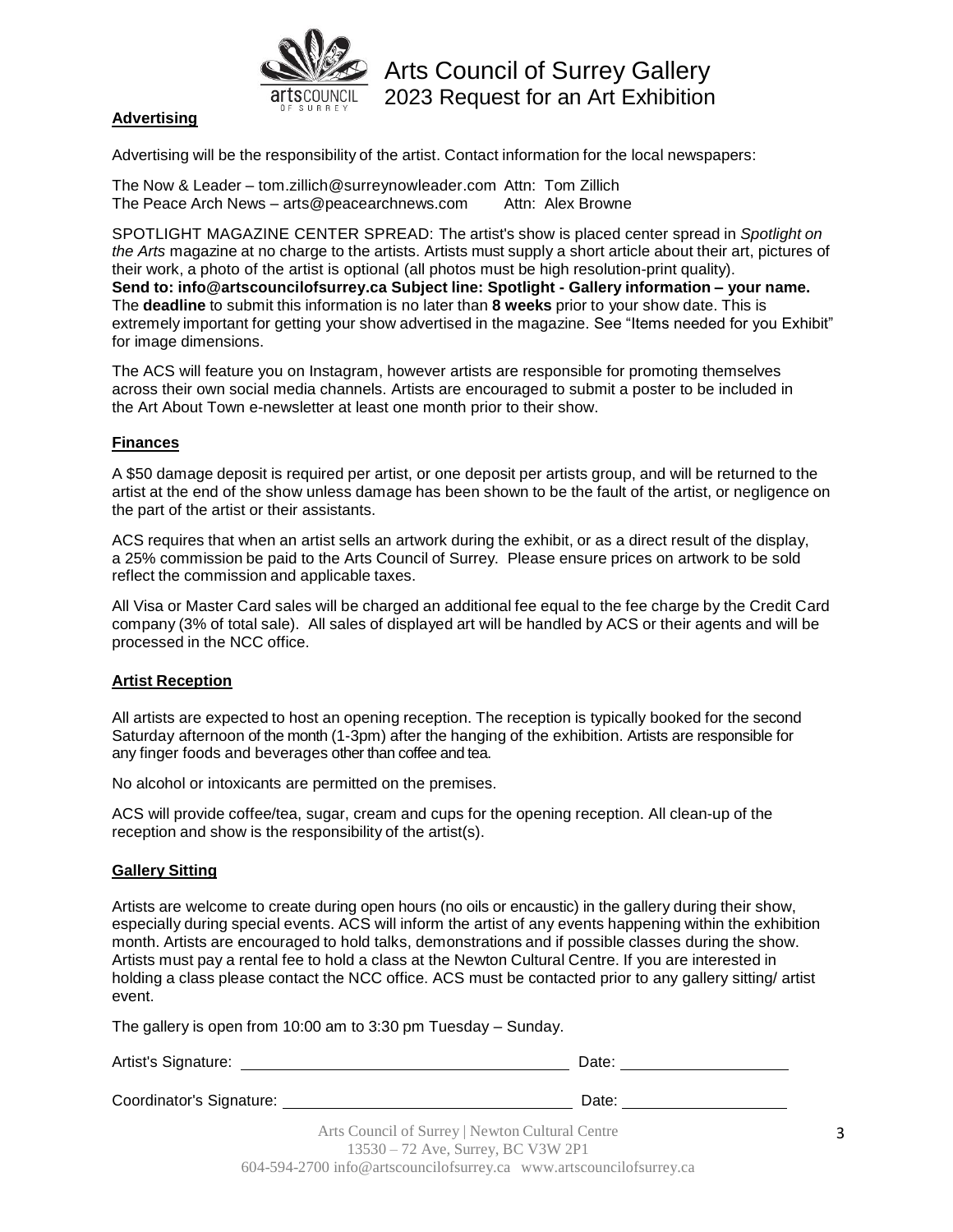# Arts Council of Surrey Gallery
## 2023 Request for an Art Exhibition

**Advertising**

Advertising will be the responsibility of the artist. Contact information for the local newspapers:

The Now & Leader – tom.zillich@surreynowleader.com Attn: Tom Zillich
The Peace Arch News – arts@peacearchnews.com Attn: Alex Browne

SPOTLIGHT MAGAZINE CENTER SPREAD: The artist's show is placed center spread in *Spotlight on the Arts* magazine at no charge to the artists. Artists must supply a short article about their art, pictures of their work, a photo of the artist is optional (all photos must be high resolution-print quality).
**Send to: info@artscouncilofsurrey.ca Subject line: Spotlight - Gallery information – your name.**
The **deadline** to submit this information is no later than **8 weeks** prior to your show date. This is extremely important for getting your show advertised in the magazine. See "Items needed for you Exhibit" for image dimensions.

The ACS will feature you on Instagram, however artists are responsible for promoting themselves across their own social media channels. Artists are encouraged to submit a poster to be included in the Art About Town e-newsletter at least one month prior to their show.

**Finances**

A $50 damage deposit is required per artist, or one deposit per artists group, and will be returned to the artist at the end of the show unless damage has been shown to be the fault of the artist, or negligence on the part of the artist or their assistants.

ACS requires that when an artist sells an artwork during the exhibit, or as a direct result of the display, a 25% commission be paid to the Arts Council of Surrey. Please ensure prices on artwork to be sold reflect the commission and applicable taxes.

All Visa or Master Card sales will be charged an additional fee equal to the fee charge by the Credit Card company (3% of total sale). All sales of displayed art will be handled by ACS or their agents and will be processed in the NCC office.

**Artist Reception**

All artists are expected to host an opening reception. The reception is typically booked for the second Saturday afternoon of the month (1-3pm) after the hanging of the exhibition. Artists are responsible for any finger foods and beverages other than coffee and tea.

No alcohol or intoxicants are permitted on the premises.

ACS will provide coffee/tea, sugar, cream and cups for the opening reception. All clean-up of the reception and show is the responsibility of the artist(s).

**Gallery Sitting**

Artists are welcome to create during open hours (no oils or encaustic) in the gallery during their show, especially during special events. ACS will inform the artist of any events happening within the exhibition month. Artists are encouraged to hold talks, demonstrations and if possible classes during the show. Artists must pay a rental fee to hold a class at the Newton Cultural Centre. If you are interested in holding a class please contact the NCC office. ACS must be contacted prior to any gallery sitting/ artist event.

The gallery is open from 10:00 am to 3:30 pm Tuesday – Sunday.

Artist's Signature: ______________________________ Date: ________________

Coordinator's Signature: ______________________________ Date: ________________

Arts Council of Surrey | Newton Cultural Centre
13530 – 72 Ave, Surrey, BC V3W 2P1
604-594-2700 info@artscouncilofsurrey.ca www.artscouncilofsurrey.ca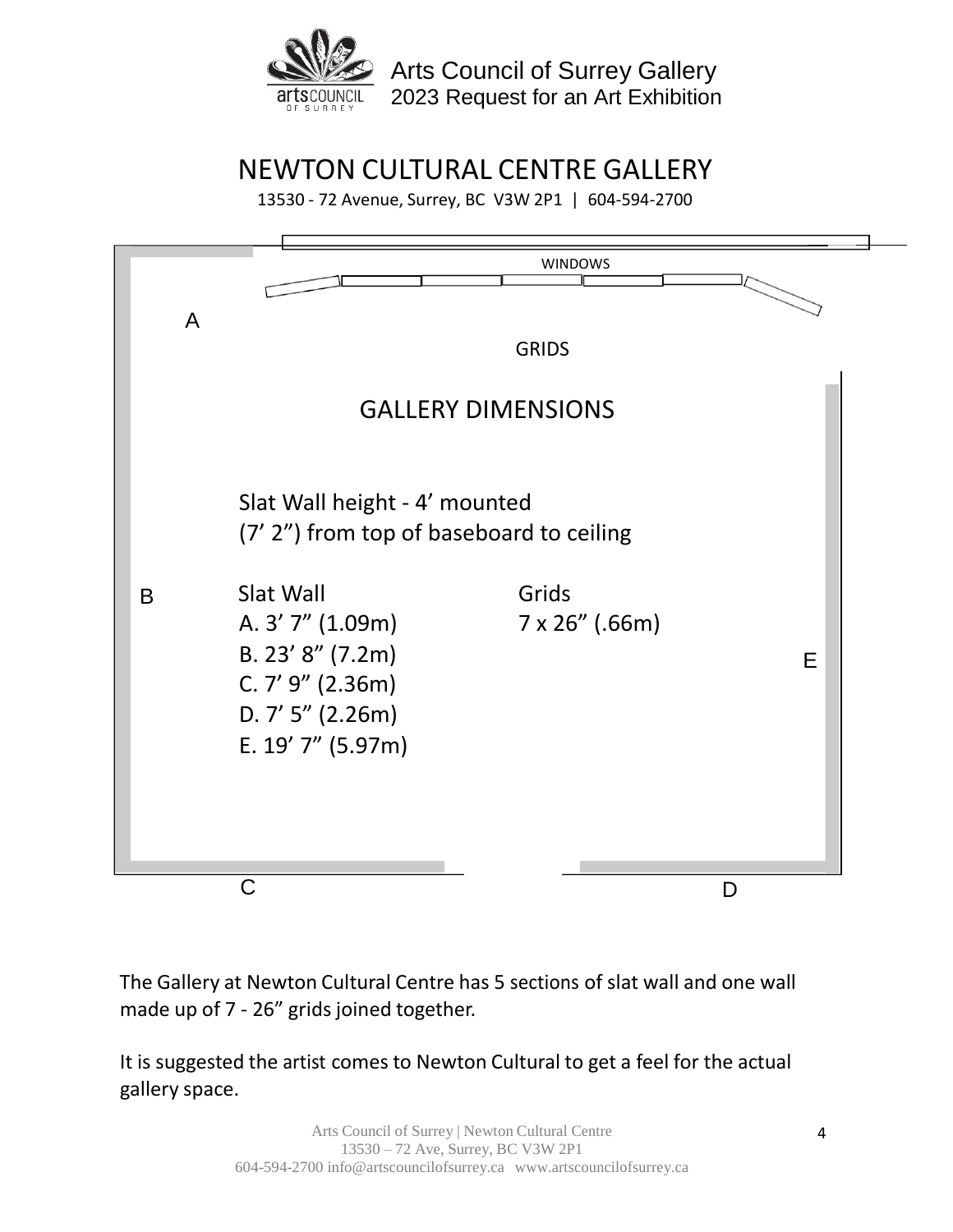Arts Council of Surrey Gallery
2023 Request for an Art Exhibition

# NEWTON CULTURAL CENTRE GALLERY

13530 - 72 Avenue, Surrey, BC V3W 2P1 | 604-594-2700

WINDOWS

A

GRIDS

## GALLERY DIMENSIONS

Slat Wall height - 4’ mounted
(7’ 2”) from top of baseboard to ceiling

B

| Slat Wall | Grids |
|---|---|
| A. 3’ 7” (1.09m) | 7 x 26” (.66m) |
| B. 23’ 8” (7.2m) | |
| C. 7’ 9” (2.36m) | |
| D. 7’ 5” (2.26m) | |
| E. 19’ 7” (5.97m) | |

E

C

D

The Gallery at Newton Cultural Centre has 5 sections of slat wall and one wall made up of 7 - 26” grids joined together.

It is suggested the artist comes to Newton Cultural to get a feel for the actual gallery space.

Arts Council of Surrey | Newton Cultural Centre
13530 – 72 Ave, Surrey, BC V3W 2P1
604-594-2700 info@artscouncilofsurrey.ca www.artscouncilofsurrey.ca